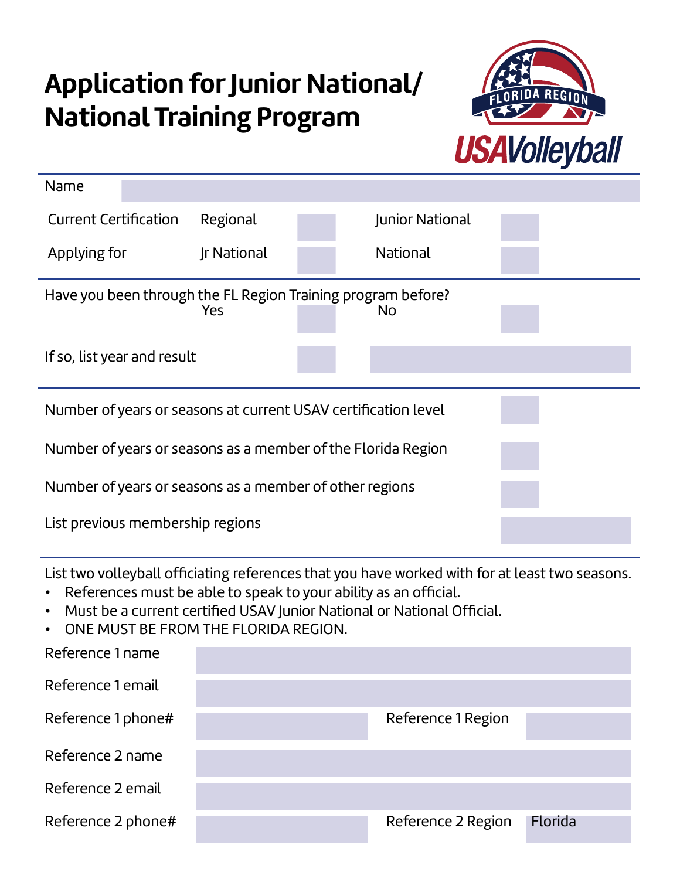# Application for Junior National/ National Training Program

FLORIDA REGION USAVolleyball

| | | | | |
|---|---|---|---|---|
| Name | | | | |
| Current Certification | Regional | | Junior National | |
| Applying for | Jr National | | National | |

Have you been through the FL Region Training program before?

| | | | |
|---|---|---|---|
| Yes | | No | |

If so, list year and result

| | |
|---|---|
| Number of years or seasons at current USAV certification level | |
| Number of years or seasons as a member of the Florida Region | |
| Number of years or seasons as a member of other regions | |
| List previous membership regions | |

List two volleyball officiating references that you have worked with for at least two seasons.

- References must be able to speak to your ability as an official.
- Must be a current certified USAV Junior National or National Official.
- ONE MUST BE FROM THE FLORIDA REGION.

| | | | |
|---|---|---|---|
| Reference 1 name | | | |
| Reference 1 email | | | |
| Reference 1 phone# | | Reference 1 Region | |
| Reference 2 name | | | |
| Reference 2 email | | | |
| Reference 2 phone# | | Reference 2 Region | Florida |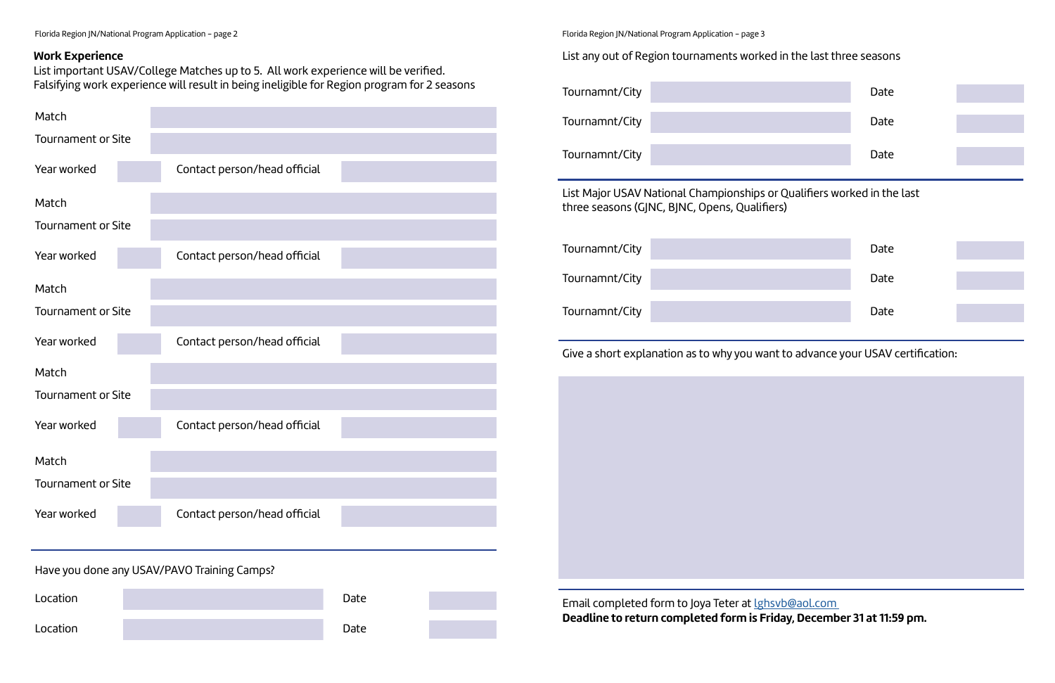## Work Experience

List important USAV/College Matches up to 5. All work experience will be verified.
Falsifying work experience will result in being ineligible for Region program for 2 seasons

Match

Tournament or Site

Year worked | Contact person/head official

Match

Tournament or Site

Year worked | Contact person/head official

Match

Tournament or Site

Year worked | Contact person/head official

Match

Tournament or Site

Year worked | Contact person/head official

Match

Tournament or Site

Year worked | Contact person/head official

---

Have you done any USAV/PAVO Training Camps?

Location | Date

Location | Date

---

List any out of Region tournaments worked in the last three seasons

Tournamnt/City | Date

Tournamnt/City | Date

Tournamnt/City | Date

---

List Major USAV National Championships or Qualifiers worked in the last three seasons (GJNC, BJNC, Opens, Qualifiers)

Tournamnt/City | Date

Tournamnt/City | Date

Tournamnt/City | Date

---

Give a short explanation as to why you want to advance your USAV certification:

---

Email completed form to Joya Teter at lghsvb@aol.com

**Deadline to return completed form is Friday, December 31 at 11:59 pm.**